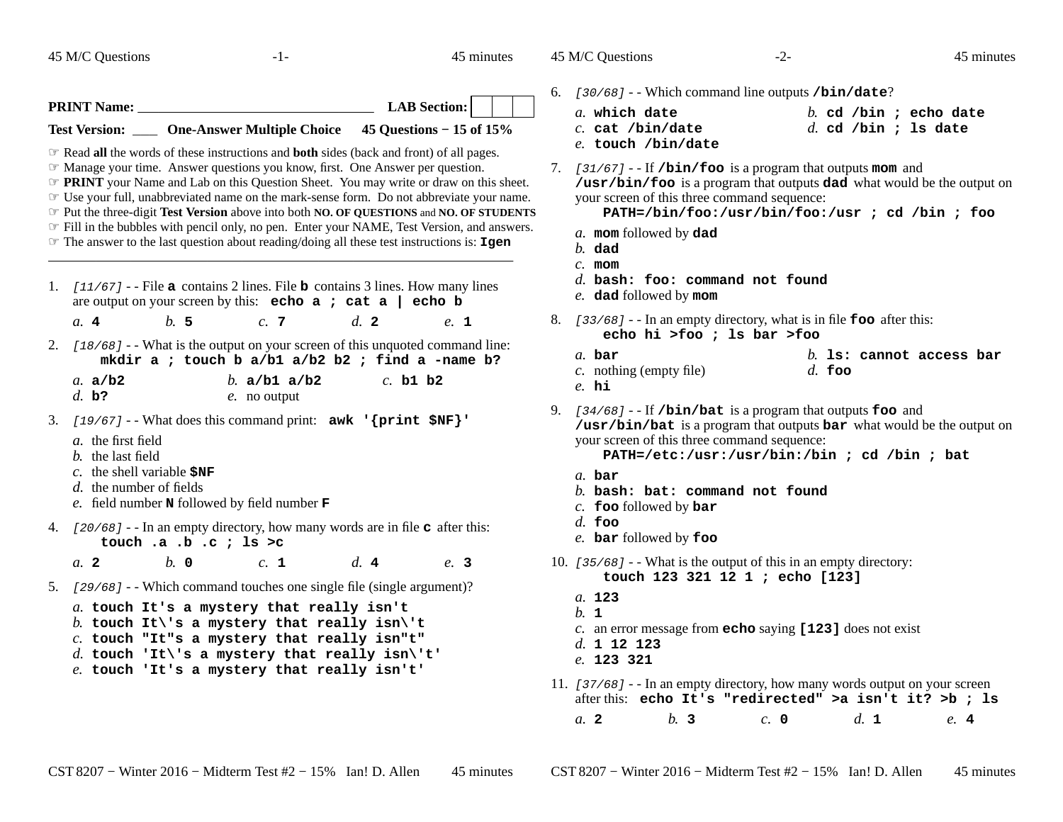**PRINT Name:** ________________________________ **LAB Section:** | | | |

**Test Version:** ___ **One-Answer Multiple Choice** **45 Questions − 15 of 15%**

☞ Read **all** the words of these instructions and **both** sides (back and front) of all pages.
☞ Manage your time. Answer questions you know, first. One Answer per question.
☞ **PRINT** your Name and Lab on this Question Sheet. You may write or draw on this sheet.
☞ Use your full, unabbreviated name on the mark-sense form. Do not abbreviate your name.
☞ Put the three-digit **Test Version** above into both **NO. OF QUESTIONS** and **NO. OF STUDENTS**
☞ Fill in the bubbles with pencil only, no pen. Enter your NAME, Test Version, and answers.
☞ The answer to the last question about reading/doing all these test instructions is: **`Igen`**

---

1. *[11/67]* - - File **`a`** contains 2 lines. File **`b`** contains 3 lines. How many lines are output on your screen by this: **`echo a ; cat a | echo b`**

   *a.* **`4`** *b.* **`5`** *c.* **`7`** *d.* **`2`** *e.* **`1`**

2. *[18/68]* - - What is the output on your screen of this unquoted command line:
   **`mkdir a ; touch b a/b1 a/b2 b2 ; find a -name b?`**

   *a.* **`a/b2`**
   *b.* **`a/b1 a/b2`**
   *c.* **`b1 b2`**
   *d.* **`b?`**
   *e.* no output

3. *[19/67]* - - What does this command print: **`awk '{print $NF}'`**

   *a.* the first field
   *b.* the last field
   *c.* the shell variable **`$NF`**
   *d.* the number of fields
   *e.* field number **`N`** followed by field number **`F`**

4. *[20/68]* - - In an empty directory, how many words are in file **`c`** after this:
   **`touch .a .b .c ; ls >c`**

   *a.* **`2`** *b.* **`0`** *c.* **`1`** *d.* **`4`** *e.* **`3`**

5. *[29/68]* - - Which command touches one single file (single argument)?

   *a.* **`touch It's a mystery that really isn't`**
   *b.* **`touch It\'s a mystery that really isn\'t`**
   *c.* **`touch "It"s a mystery that really isn"t"`**
   *d.* **`touch 'It\'s a mystery that really isn\'t'`**
   *e.* **`touch 'It's a mystery that really isn't'`**

6. *[30/68]* - - Which command line outputs **`/bin/date`**?

   *a.* **`which date`**
   *b.* **`cd /bin ; echo date`**
   *c.* **`cat /bin/date`**
   *d.* **`cd /bin ; ls date`**
   *e.* **`touch /bin/date`**

7. *[31/67]* - - If **`/bin/foo`** is a program that outputs **`mom`** and **`/usr/bin/foo`** is a program that outputs **`dad`** what would be the output on your screen of this three command sequence:
   **`PATH=/bin/foo:/usr/bin/foo:/usr ; cd /bin ; foo`**

   *a.* **`mom`** followed by **`dad`**
   *b.* **`dad`**
   *c.* **`mom`**
   *d.* **`bash: foo: command not found`**
   *e.* **`dad`** followed by **`mom`**

8. *[33/68]* - - In an empty directory, what is in file **`foo`** after this:
   **`echo hi >foo ; ls bar >foo`**

   *a.* **`bar`**
   *b.* **`ls: cannot access bar`**
   *c.* nothing (empty file)
   *d.* **`foo`**
   *e.* **`hi`**

9. *[34/68]* - - If **`/bin/bat`** is a program that outputs **`foo`** and **`/usr/bin/bat`** is a program that outputs **`bar`** what would be the output on your screen of this three command sequence:
   **`PATH=/etc:/usr:/usr/bin:/bin ; cd /bin ; bat`**

   *a.* **`bar`**
   *b.* **`bash: bat: command not found`**
   *c.* **`foo`** followed by **`bar`**
   *d.* **`foo`**
   *e.* **`bar`** followed by **`foo`**

10. *[35/68]* - - What is the output of this in an empty directory:
    **`touch 123 321 12 1 ; echo [123]`**

    *a.* **`123`**
    *b.* **`1`**
    *c.* an error message from **`echo`** saying **`[123]`** does not exist
    *d.* **`1 12 123`**
    *e.* **`123 321`**

11. *[37/68]* - - In an empty directory, how many words output on your screen after this: **`echo It's "redirected" >a isn't it? >b ; ls`**

    *a.* **`2`** *b.* **`3`** *c.* **`0`** *d.* **`1`** *e.* **`4`**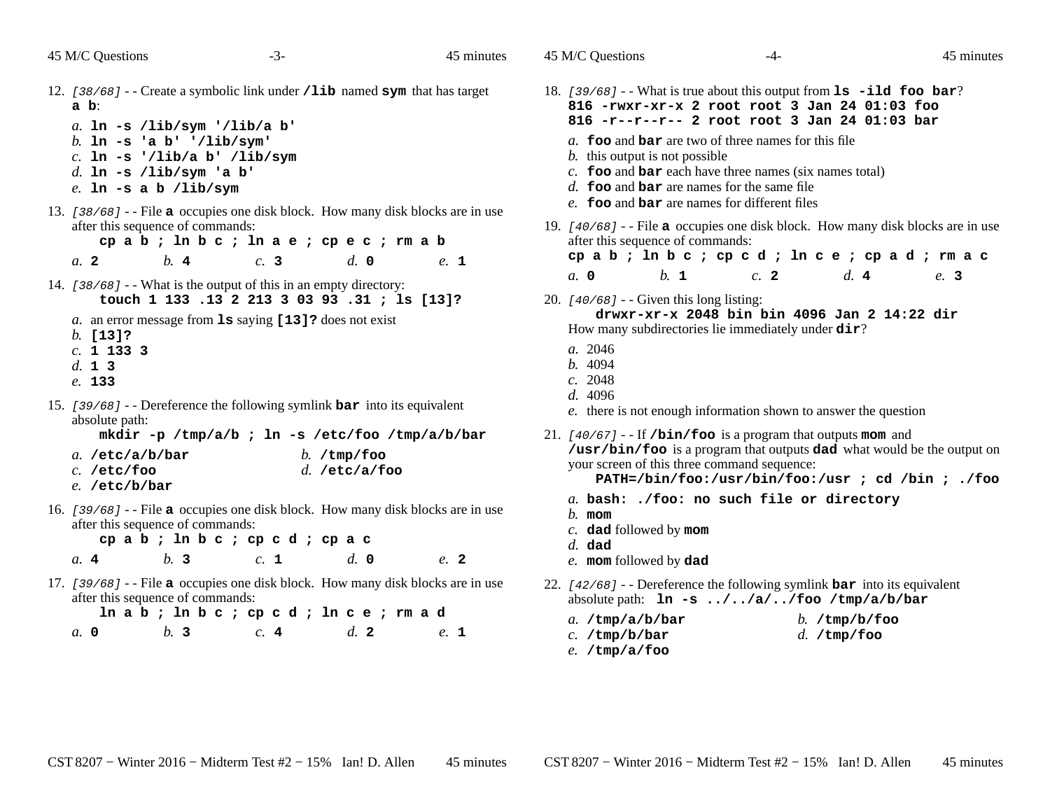12. *[38/68]* - - Create a symbolic link under **/lib** named **sym** that has target **a b**:

    *a.* **ln -s /lib/sym '/lib/a b'**
    *b.* **ln -s 'a b' '/lib/sym'**
    *c.* **ln -s '/lib/a b' /lib/sym**
    *d.* **ln -s /lib/sym 'a b'**
    *e.* **ln -s a b /lib/sym**

13. *[38/68]* - - File **a** occupies one disk block. How many disk blocks are in use after this sequence of commands:
    **cp a b ; ln b c ; ln a e ; cp e c ; rm a b**

    *a.* **2** *b.* **4** *c.* **3** *d.* **0** *e.* **1**

14. *[38/68]* - - What is the output of this in an empty directory:
    **touch 1 133 .13 2 213 3 03 93 .31 ; ls [13]?**

    *a.* an error message from **ls** saying **[13]?** does not exist
    *b.* **[13]?**
    *c.* **1 133 3**
    *d.* **1 3**
    *e.* **133**

15. *[39/68]* - - Dereference the following symlink **bar** into its equivalent absolute path:
    **mkdir -p /tmp/a/b ; ln -s /etc/foo /tmp/a/b/bar**

    *a.* **/etc/a/b/bar**
    *b.* **/tmp/foo**
    *c.* **/etc/foo**
    *d.* **/etc/a/foo**
    *e.* **/etc/b/bar**

16. *[39/68]* - - File **a** occupies one disk block. How many disk blocks are in use after this sequence of commands:
    **cp a b ; ln b c ; cp c d ; cp a c**

    *a.* **4** *b.* **3** *c.* **1** *d.* **0** *e.* **2**

17. *[39/68]* - - File **a** occupies one disk block. How many disk blocks are in use after this sequence of commands:
    **ln a b ; ln b c ; cp c d ; ln c e ; rm a d**

    *a.* **0** *b.* **3** *c.* **4** *d.* **2** *e.* **1**

18. *[39/68]* - - What is true about this output from **ls -ild foo bar**?
    **816 -rwxr-xr-x 2 root root 3 Jan 24 01:03 foo**
    **816 -r--r--r-- 2 root root 3 Jan 24 01:03 bar**

    *a.* **foo** and **bar** are two of three names for this file
    *b.* this output is not possible
    *c.* **foo** and **bar** each have three names (six names total)
    *d.* **foo** and **bar** are names for the same file
    *e.* **foo** and **bar** are names for different files

19. *[40/68]* - - File **a** occupies one disk block. How many disk blocks are in use after this sequence of commands:
    **cp a b ; ln b c ; cp c d ; ln c e ; cp a d ; rm a c**

    *a.* **0** *b.* **1** *c.* **2** *d.* **4** *e.* **3**

20. *[40/68]* - - Given this long listing:
    **drwxr-xr-x 2048 bin bin 4096 Jan 2 14:22 dir**
    How many subdirectories lie immediately under **dir**?

    *a.* 2046
    *b.* 4094
    *c.* 2048
    *d.* 4096
    *e.* there is not enough information shown to answer the question

21. *[40/67]* - - If **/bin/foo** is a program that outputs **mom** and **/usr/bin/foo** is a program that outputs **dad** what would be the output on your screen of this three command sequence:
    **PATH=/bin/foo:/usr/bin/foo:/usr ; cd /bin ; ./foo**

    *a.* **bash: ./foo: no such file or directory**
    *b.* **mom**
    *c.* **dad** followed by **mom**
    *d.* **dad**
    *e.* **mom** followed by **dad**

22. *[42/68]* - - Dereference the following symlink **bar** into its equivalent absolute path: **ln -s ../../a/../foo /tmp/a/b/bar**

    *a.* **/tmp/a/b/bar**
    *b.* **/tmp/b/foo**
    *c.* **/tmp/b/bar**
    *d.* **/tmp/foo**
    *e.* **/tmp/a/foo**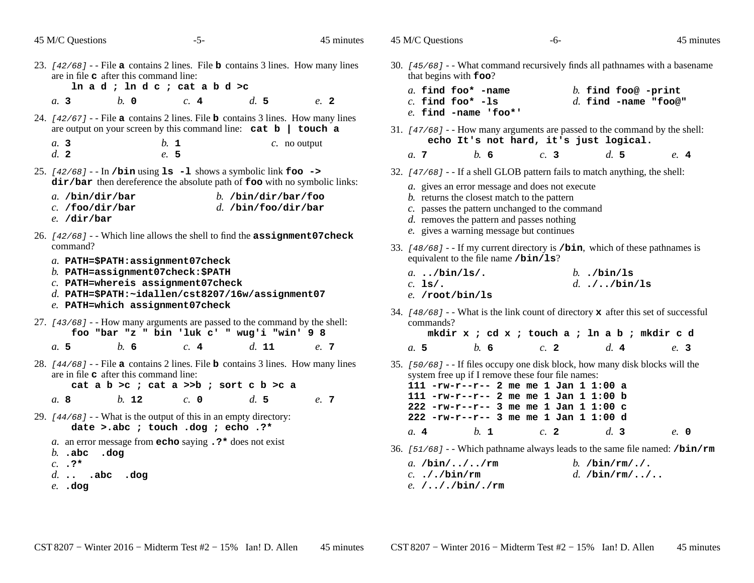23. *[42/68]* - - File **a** contains 2 lines. File **b** contains 3 lines. How many lines are in file **c** after this command line:

    **ln a d ; ln d c ; cat a b d >c**

    *a.* **3** *b.* **0** *c.* **4** *d.* **5** *e.* **2**

24. *[42/67]* - - File **a** contains 2 lines. File **b** contains 3 lines. How many lines are output on your screen by this command line: **cat b | touch a**

    *a.* **3** *b.* **1** *c.* no output
    *d.* **2** *e.* **5**

25. *[42/68]* - - In **/bin** using **ls -l** shows a symbolic link **foo -> dir/bar** then dereference the absolute path of **foo** with no symbolic links:

    *a.* **/bin/dir/bar** *b.* **/bin/dir/bar/foo**
    *c.* **/foo/dir/bar** *d.* **/bin/foo/dir/bar**
    *e.* **/dir/bar**

26. *[42/68]* - - Which line allows the shell to find the **assignment07check** command?

    *a.* **PATH=$PATH:assignment07check**
    *b.* **PATH=assignment07check:$PATH**
    *c.* **PATH=whereis assignment07check**
    *d.* **PATH=$PATH:~idallen/cst8207/16w/assignment07**
    *e.* **PATH=which assignment07check**

27. *[43/68]* - - How many arguments are passed to the command by the shell:

    **foo "bar "z " bin 'luk c' " wug'i "win' 9 8**

    *a.* **5** *b.* **6** *c.* **4** *d.* **11** *e.* **7**

28. *[44/68]* - - File **a** contains 2 lines. File **b** contains 3 lines. How many lines are in file **c** after this command line:

    **cat a b >c ; cat a >>b ; sort c b >c a**

    *a.* **8** *b.* **12** *c.* **0** *d.* **5** *e.* **7**

29. *[44/68]* - - What is the output of this in an empty directory:

    **date >.abc ; touch .dog ; echo .?***

    *a.* an error message from **echo** saying **.?*** does not exist
    *b.* **.abc .dog**
    *c.* **.?***
    *d.* **.. .abc .dog**
    *e.* **.dog**

30. *[45/68]* - - What command recursively finds all pathnames with a basename that begins with **foo**?

    *a.* **find foo* -name** *b.* **find foo@ -print**
    *c.* **find foo* -ls** *d.* **find -name "foo@"**
    *e.* **find -name 'foo*'**

31. *[47/68]* - - How many arguments are passed to the command by the shell:

    **echo It's not hard, it's just logical.**

    *a.* **7** *b.* **6** *c.* **3** *d.* **5** *e.* **4**

32. *[47/68]* - - If a shell GLOB pattern fails to match anything, the shell:

    *a.* gives an error message and does not execute
    *b.* returns the closest match to the pattern
    *c.* passes the pattern unchanged to the command
    *d.* removes the pattern and passes nothing
    *e.* gives a warning message but continues

33. *[48/68]* - - If my current directory is **/bin**, which of these pathnames is equivalent to the file name **/bin/ls**?

    *a.* **../bin/ls/.** *b.* **./bin/ls**
    *c.* **ls/.** *d.* **./../bin/ls**
    *e.* **/root/bin/ls**

34. *[48/68]* - - What is the link count of directory **x** after this set of successful commands?

    **mkdir x ; cd x ; touch a ; ln a b ; mkdir c d**

    *a.* **5** *b.* **6** *c.* **2** *d.* **4** *e.* **3**

35. *[50/68]* - - If files occupy one disk block, how many disk blocks will the system free up if I remove these four file names:

    ```
    111 -rw-r--r-- 2 me me 1 Jan 1 1:00 a
    111 -rw-r--r-- 2 me me 1 Jan 1 1:00 b
    222 -rw-r--r-- 3 me me 1 Jan 1 1:00 c
    222 -rw-r--r-- 3 me me 1 Jan 1 1:00 d
    ```

    *a.* **4** *b.* **1** *c.* **2** *d.* **3** *e.* **0**

36. *[51/68]* - - Which pathname always leads to the same file named: **/bin/rm**

    *a.* **/bin/../../rm** *b.* **/bin/rm/./.**
    *c.* **././bin/rm** *d.* **/bin/rm/../..**
    *e.* **/.././bin/./rm**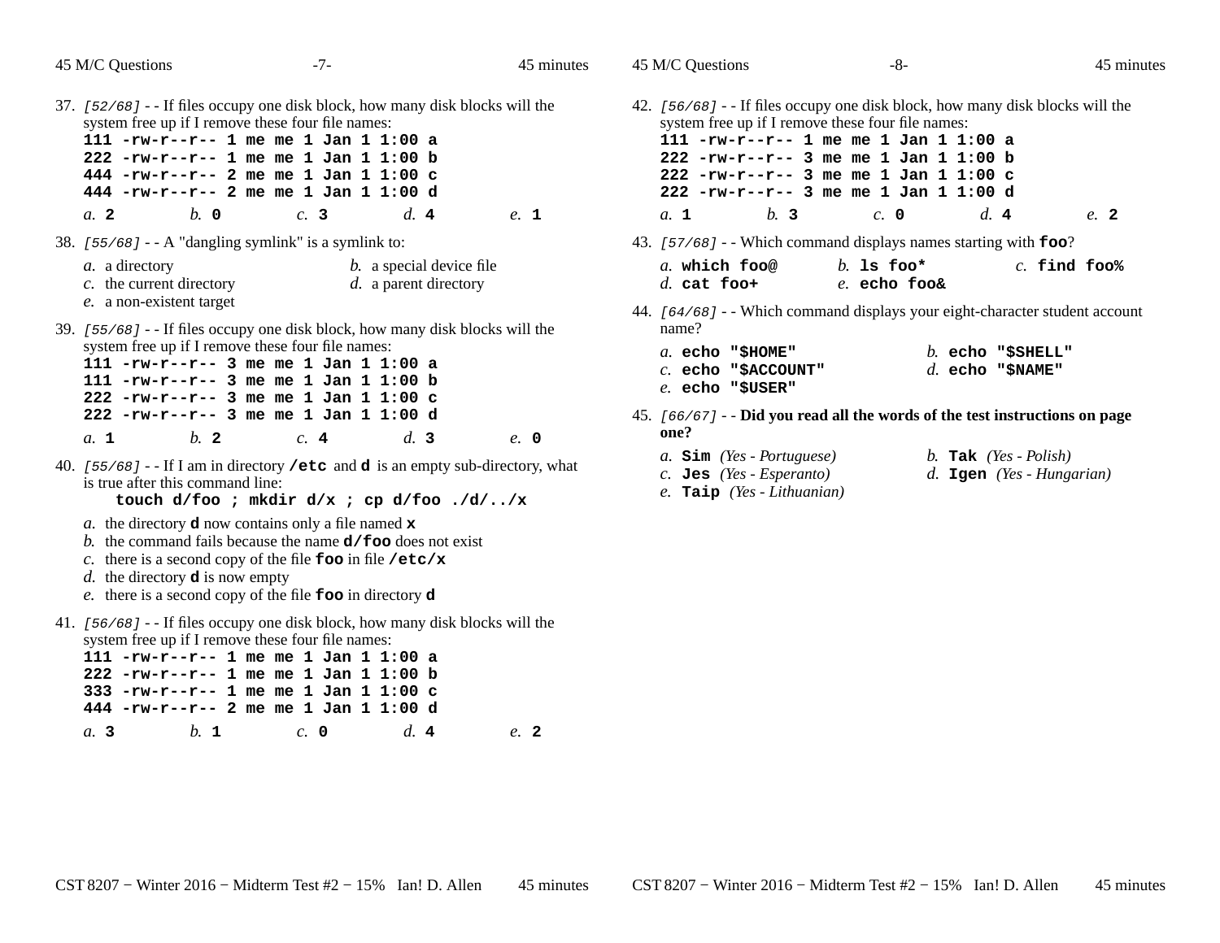37. *[52/68]* - - If files occupy one disk block, how many disk blocks will the system free up if I remove these four file names:

```
111 -rw-r--r-- 1 me me 1 Jan 1 1:00 a
222 -rw-r--r-- 1 me me 1 Jan 1 1:00 b
444 -rw-r--r-- 2 me me 1 Jan 1 1:00 c
444 -rw-r--r-- 2 me me 1 Jan 1 1:00 d
```

*a.* **2** *b.* **0** *c.* **3** *d.* **4** *e.* **1**

38. *[55/68]* - - A "dangling symlink" is a symlink to:

*a.* a directory
*b.* a special device file
*c.* the current directory
*d.* a parent directory
*e.* a non-existent target

39. *[55/68]* - - If files occupy one disk block, how many disk blocks will the system free up if I remove these four file names:

```
111 -rw-r--r-- 3 me me 1 Jan 1 1:00 a
111 -rw-r--r-- 3 me me 1 Jan 1 1:00 b
222 -rw-r--r-- 3 me me 1 Jan 1 1:00 c
222 -rw-r--r-- 3 me me 1 Jan 1 1:00 d
```

*a.* **1** *b.* **2** *c.* **4** *d.* **3** *e.* **0**

40. *[55/68]* - - If I am in directory **/etc** and **d** is an empty sub-directory, what is true after this command line:

```
touch d/foo ; mkdir d/x ; cp d/foo ./d/../x
```

*a.* the directory **d** now contains only a file named **x**
*b.* the command fails because the name **d/foo** does not exist
*c.* there is a second copy of the file **foo** in file **/etc/x**
*d.* the directory **d** is now empty
*e.* there is a second copy of the file **foo** in directory **d**

41. *[56/68]* - - If files occupy one disk block, how many disk blocks will the system free up if I remove these four file names:

```
111 -rw-r--r-- 1 me me 1 Jan 1 1:00 a
222 -rw-r--r-- 1 me me 1 Jan 1 1:00 b
333 -rw-r--r-- 1 me me 1 Jan 1 1:00 c
444 -rw-r--r-- 2 me me 1 Jan 1 1:00 d
```

*a.* **3** *b.* **1** *c.* **0** *d.* **4** *e.* **2**

42. *[56/68]* - - If files occupy one disk block, how many disk blocks will the system free up if I remove these four file names:

```
111 -rw-r--r-- 1 me me 1 Jan 1 1:00 a
222 -rw-r--r-- 3 me me 1 Jan 1 1:00 b
222 -rw-r--r-- 3 me me 1 Jan 1 1:00 c
222 -rw-r--r-- 3 me me 1 Jan 1 1:00 d
```

*a.* **1** *b.* **3** *c.* **0** *d.* **4** *e.* **2**

43. *[57/68]* - - Which command displays names starting with **foo**?

*a.* **which foo@**
*b.* **ls foo***
*c.* **find foo%**
*d.* **cat foo+**
*e.* **echo foo&**

44. *[64/68]* - - Which command displays your eight-character student account name?

*a.* **echo "$HOME"**
*b.* **echo "$SHELL"**
*c.* **echo "$ACCOUNT"**
*d.* **echo "$NAME"**
*e.* **echo "$USER"**

45. *[66/67]* - - **Did you read all the words of the test instructions on page one?**

*a.* **Sim** *(Yes - Portuguese)*
*b.* **Tak** *(Yes - Polish)*
*c.* **Jes** *(Yes - Esperanto)*
*d.* **Igen** *(Yes - Hungarian)*
*e.* **Taip** *(Yes - Lithuanian)*